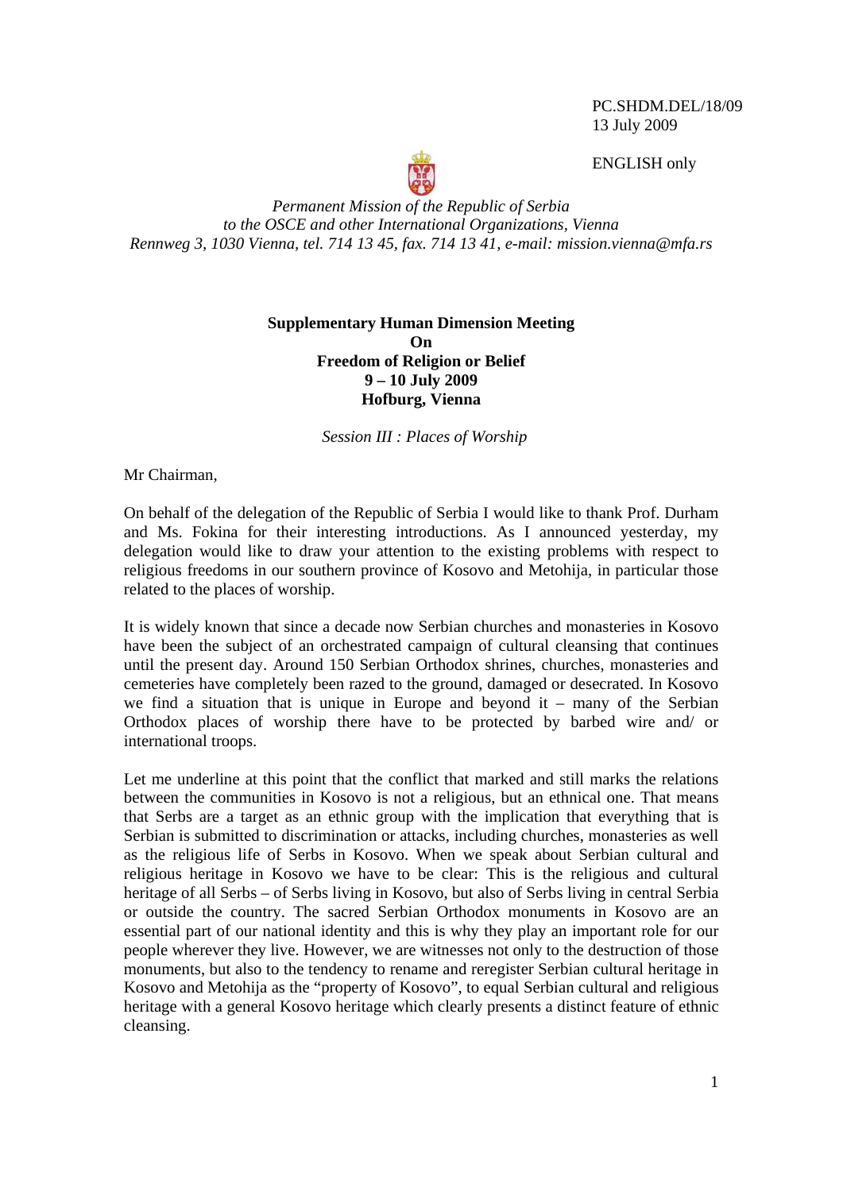PC.SHDM.DEL/18/09
13 July 2009

ENGLISH only

*Permanent Mission of the Republic of Serbia*
*to the OSCE and other International Organizations, Vienna*
*Rennweg 3, 1030 Vienna, tel. 714 13 45, fax. 714 13 41, e-mail: mission.vienna@mfa.rs*

**Supplementary Human Dimension Meeting**
**On**
**Freedom of Religion or Belief**
**9 – 10 July 2009**
**Hofburg, Vienna**

*Session III : Places of Worship*

Mr Chairman,

On behalf of the delegation of the Republic of Serbia I would like to thank Prof. Durham and Ms. Fokina for their interesting introductions. As I announced yesterday, my delegation would like to draw your attention to the existing problems with respect to religious freedoms in our southern province of Kosovo and Metohija, in particular those related to the places of worship.

It is widely known that since a decade now Serbian churches and monasteries in Kosovo have been the subject of an orchestrated campaign of cultural cleansing that continues until the present day. Around 150 Serbian Orthodox shrines, churches, monasteries and cemeteries have completely been razed to the ground, damaged or desecrated. In Kosovo we find a situation that is unique in Europe and beyond it – many of the Serbian Orthodox places of worship there have to be protected by barbed wire and/ or international troops.

Let me underline at this point that the conflict that marked and still marks the relations between the communities in Kosovo is not a religious, but an ethnical one. That means that Serbs are a target as an ethnic group with the implication that everything that is Serbian is submitted to discrimination or attacks, including churches, monasteries as well as the religious life of Serbs in Kosovo. When we speak about Serbian cultural and religious heritage in Kosovo we have to be clear: This is the religious and cultural heritage of all Serbs – of Serbs living in Kosovo, but also of Serbs living in central Serbia or outside the country. The sacred Serbian Orthodox monuments in Kosovo are an essential part of our national identity and this is why they play an important role for our people wherever they live. However, we are witnesses not only to the destruction of those monuments, but also to the tendency to rename and reregister Serbian cultural heritage in Kosovo and Metohija as the "property of Kosovo", to equal Serbian cultural and religious heritage with a general Kosovo heritage which clearly presents a distinct feature of ethnic cleansing.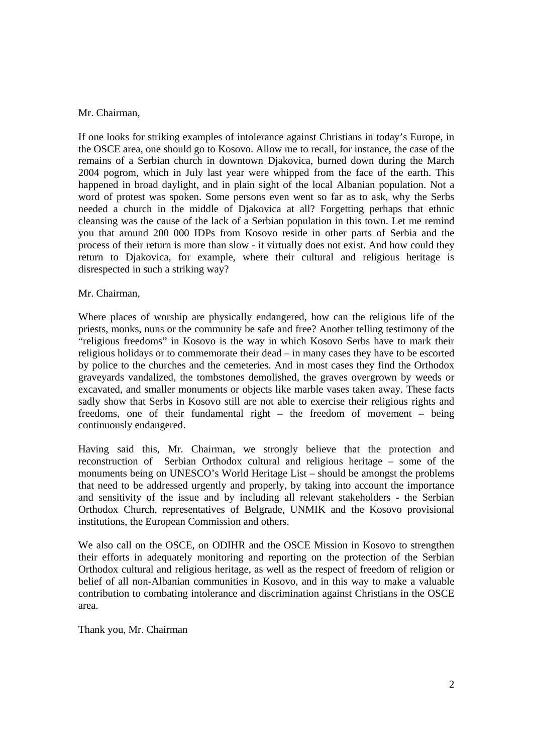Mr. Chairman,

If one looks for striking examples of intolerance against Christians in today's Europe, in the OSCE area, one should go to Kosovo. Allow me to recall, for instance, the case of the remains of a Serbian church in downtown Djakovica, burned down during the March 2004 pogrom, which in July last year were whipped from the face of the earth. This happened in broad daylight, and in plain sight of the local Albanian population. Not a word of protest was spoken. Some persons even went so far as to ask, why the Serbs needed a church in the middle of Djakovica at all? Forgetting perhaps that ethnic cleansing was the cause of the lack of a Serbian population in this town. Let me remind you that around 200 000 IDPs from Kosovo reside in other parts of Serbia and the process of their return is more than slow - it virtually does not exist. And how could they return to Djakovica, for example, where their cultural and religious heritage is disrespected in such a striking way?

Mr. Chairman,

Where places of worship are physically endangered, how can the religious life of the priests, monks, nuns or the community be safe and free? Another telling testimony of the "religious freedoms" in Kosovo is the way in which Kosovo Serbs have to mark their religious holidays or to commemorate their dead – in many cases they have to be escorted by police to the churches and the cemeteries. And in most cases they find the Orthodox graveyards vandalized, the tombstones demolished, the graves overgrown by weeds or excavated, and smaller monuments or objects like marble vases taken away. These facts sadly show that Serbs in Kosovo still are not able to exercise their religious rights and freedoms, one of their fundamental right – the freedom of movement – being continuously endangered.

Having said this, Mr. Chairman, we strongly believe that the protection and reconstruction of Serbian Orthodox cultural and religious heritage – some of the monuments being on UNESCO's World Heritage List – should be amongst the problems that need to be addressed urgently and properly, by taking into account the importance and sensitivity of the issue and by including all relevant stakeholders - the Serbian Orthodox Church, representatives of Belgrade, UNMIK and the Kosovo provisional institutions, the European Commission and others.

We also call on the OSCE, on ODIHR and the OSCE Mission in Kosovo to strengthen their efforts in adequately monitoring and reporting on the protection of the Serbian Orthodox cultural and religious heritage, as well as the respect of freedom of religion or belief of all non-Albanian communities in Kosovo, and in this way to make a valuable contribution to combating intolerance and discrimination against Christians in the OSCE area.

Thank you, Mr. Chairman